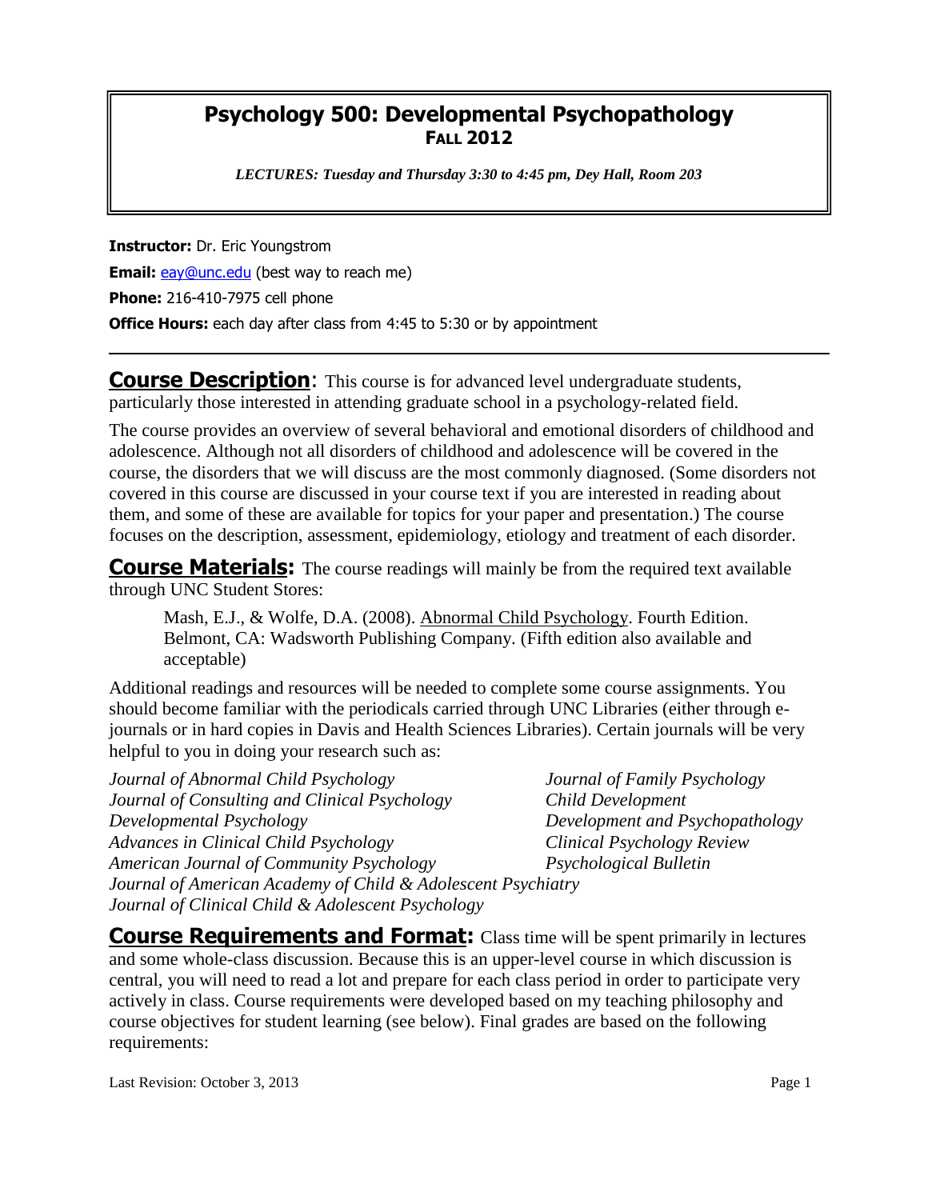# Psychology 500: Developmental Psychopathology

## FALL 2012

*LECTURES: Tuesday and Thursday 3:30 to 4:45 pm, Dey Hall, Room 203*

**Instructor:** Dr. Eric Youngstrom

**Email:** eay@unc.edu (best way to reach me)

**Phone:** 216-410-7975 cell phone

**Office Hours:** each day after class from 4:45 to 5:30 or by appointment

---

**Course Description**: This course is for advanced level undergraduate students, particularly those interested in attending graduate school in a psychology-related field.

The course provides an overview of several behavioral and emotional disorders of childhood and adolescence. Although not all disorders of childhood and adolescence will be covered in the course, the disorders that we will discuss are the most commonly diagnosed. (Some disorders not covered in this course are discussed in your course text if you are interested in reading about them, and some of these are available for topics for your paper and presentation.) The course focuses on the description, assessment, epidemiology, etiology and treatment of each disorder.

**Course Materials:** The course readings will mainly be from the required text available through UNC Student Stores:

> Mash, E.J., & Wolfe, D.A. (2008). Abnormal Child Psychology. Fourth Edition. Belmont, CA: Wadsworth Publishing Company. (Fifth edition also available and acceptable)

Additional readings and resources will be needed to complete some course assignments. You should become familiar with the periodicals carried through UNC Libraries (either through e-journals or in hard copies in Davis and Health Sciences Libraries). Certain journals will be very helpful to you in doing your research such as:

*Journal of Abnormal Child Psychology*
*Journal of Consulting and Clinical Psychology*
*Developmental Psychology*
*Advances in Clinical Child Psychology*
*American Journal of Community Psychology*
*Journal of Family Psychology*
*Child Development*
*Development and Psychopathology*
*Clinical Psychology Review*
*Psychological Bulletin*
*Journal of American Academy of Child & Adolescent Psychiatry*
*Journal of Clinical Child & Adolescent Psychology*

**Course Requirements and Format:** Class time will be spent primarily in lectures and some whole-class discussion. Because this is an upper-level course in which discussion is central, you will need to read a lot and prepare for each class period in order to participate very actively in class. Course requirements were developed based on my teaching philosophy and course objectives for student learning (see below). Final grades are based on the following requirements:

Last Revision: October 3, 2013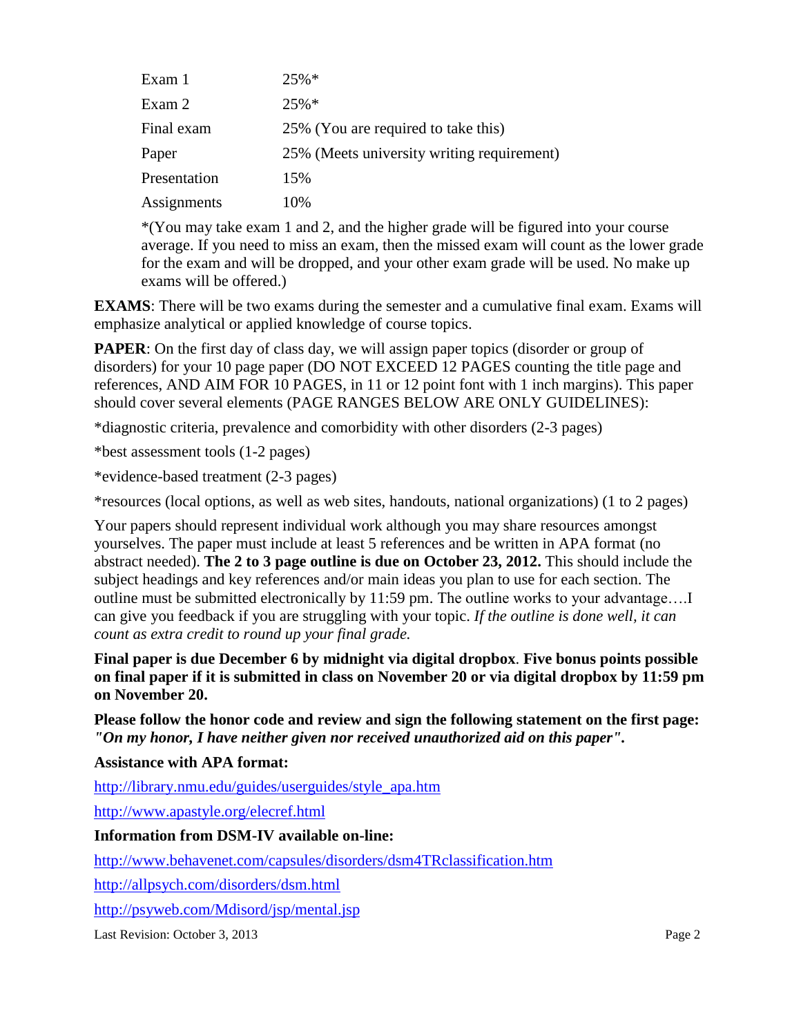| | |
|---|---|
| Exam 1 | 25%* |
| Exam 2 | 25%* |
| Final exam | 25% (You are required to take this) |
| Paper | 25% (Meets university writing requirement) |
| Presentation | 15% |
| Assignments | 10% |

*(You may take exam 1 and 2, and the higher grade will be figured into your course average. If you need to miss an exam, then the missed exam will count as the lower grade for the exam and will be dropped, and your other exam grade will be used. No make up exams will be offered.)

**EXAMS**: There will be two exams during the semester and a cumulative final exam. Exams will emphasize analytical or applied knowledge of course topics.

**PAPER**: On the first day of class day, we will assign paper topics (disorder or group of disorders) for your 10 page paper (DO NOT EXCEED 12 PAGES counting the title page and references, AND AIM FOR 10 PAGES, in 11 or 12 point font with 1 inch margins). This paper should cover several elements (PAGE RANGES BELOW ARE ONLY GUIDELINES):

*diagnostic criteria, prevalence and comorbidity with other disorders (2-3 pages)

*best assessment tools (1-2 pages)

*evidence-based treatment (2-3 pages)

*resources (local options, as well as web sites, handouts, national organizations) (1 to 2 pages)

Your papers should represent individual work although you may share resources amongst yourselves. The paper must include at least 5 references and be written in APA format (no abstract needed). **The 2 to 3 page outline is due on October 23, 2012.** This should include the subject headings and key references and/or main ideas you plan to use for each section. The outline must be submitted electronically by 11:59 pm. The outline works to your advantage….I can give you feedback if you are struggling with your topic. *If the outline is done well, it can count as extra credit to round up your final grade.*

**Final paper is due December 6 by midnight via digital dropbox**. **Five bonus points possible on final paper if it is submitted in class on November 20 or via digital dropbox by 11:59 pm on November 20.**

**Please follow the honor code and review and sign the following statement on the first page: *"On my honor, I have neither given nor received unauthorized aid on this paper"*.**

**Assistance with APA format:**

http://library.nmu.edu/guides/userguides/style_apa.htm

http://www.apastyle.org/elecref.html

**Information from DSM-IV available on-line:**

http://www.behavenet.com/capsules/disorders/dsm4TRclassification.htm

http://allpsych.com/disorders/dsm.html

http://psyweb.com/Mdisord/jsp/mental.jsp

Last Revision: October 3, 2013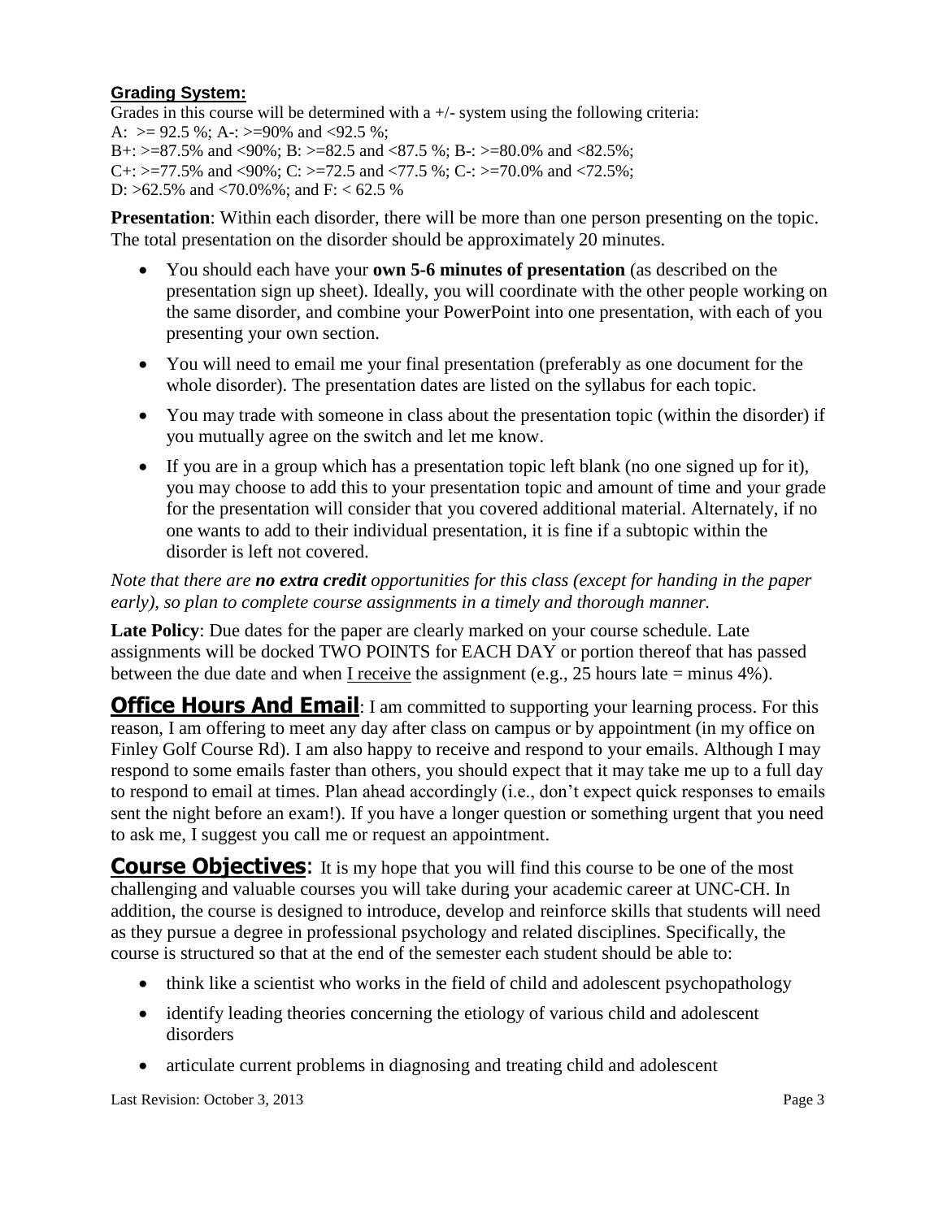### Grading System:

Grades in this course will be determined with a +/- system using the following criteria:
A: >= 92.5 %; A-: >=90% and <92.5 %;
B+: >=87.5% and <90%; B: >=82.5 and <87.5 %; B-: >=80.0% and <82.5%;
C+: >=77.5% and <90%; C: >=72.5 and <77.5 %; C-: >=70.0% and <72.5%;
D: >62.5% and <70.0%%; and F: < 62.5 %

**Presentation**: Within each disorder, there will be more than one person presenting on the topic. The total presentation on the disorder should be approximately 20 minutes.

- You should each have your **own 5-6 minutes of presentation** (as described on the presentation sign up sheet). Ideally, you will coordinate with the other people working on the same disorder, and combine your PowerPoint into one presentation, with each of you presenting your own section.
- You will need to email me your final presentation (preferably as one document for the whole disorder). The presentation dates are listed on the syllabus for each topic.
- You may trade with someone in class about the presentation topic (within the disorder) if you mutually agree on the switch and let me know.
- If you are in a group which has a presentation topic left blank (no one signed up for it), you may choose to add this to your presentation topic and amount of time and your grade for the presentation will consider that you covered additional material. Alternately, if no one wants to add to their individual presentation, it is fine if a subtopic within the disorder is left not covered.

*Note that there are **no extra credit** opportunities for this class (except for handing in the paper early), so plan to complete course assignments in a timely and thorough manner.*

**Late Policy**: Due dates for the paper are clearly marked on your course schedule. Late assignments will be docked TWO POINTS for EACH DAY or portion thereof that has passed between the due date and when I receive the assignment (e.g., 25 hours late = minus 4%).

**Office Hours And Email**: I am committed to supporting your learning process. For this reason, I am offering to meet any day after class on campus or by appointment (in my office on Finley Golf Course Rd). I am also happy to receive and respond to your emails. Although I may respond to some emails faster than others, you should expect that it may take me up to a full day to respond to email at times. Plan ahead accordingly (i.e., don't expect quick responses to emails sent the night before an exam!). If you have a longer question or something urgent that you need to ask me, I suggest you call me or request an appointment.

**Course Objectives**: It is my hope that you will find this course to be one of the most challenging and valuable courses you will take during your academic career at UNC-CH. In addition, the course is designed to introduce, develop and reinforce skills that students will need as they pursue a degree in professional psychology and related disciplines. Specifically, the course is structured so that at the end of the semester each student should be able to:

- think like a scientist who works in the field of child and adolescent psychopathology
- identify leading theories concerning the etiology of various child and adolescent disorders
- articulate current problems in diagnosing and treating child and adolescent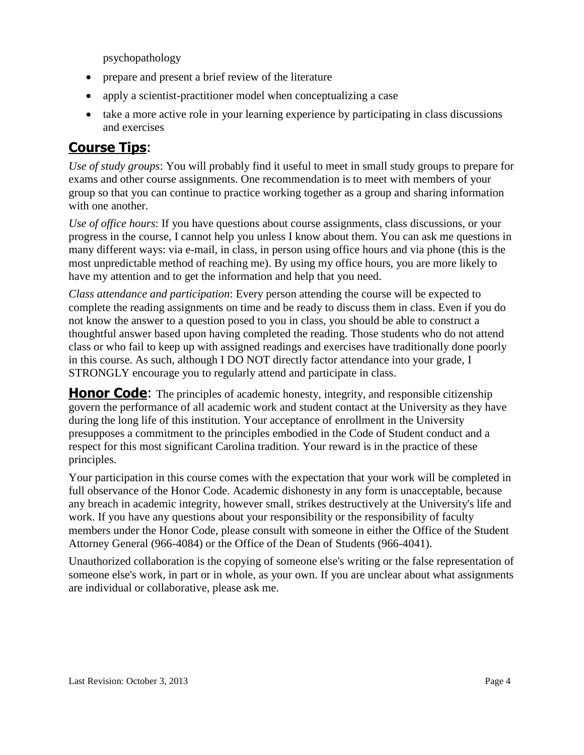psychopathology

- prepare and present a brief review of the literature
- apply a scientist-practitioner model when conceptualizing a case
- take a more active role in your learning experience by participating in class discussions and exercises

## Course Tips:

*Use of study groups*: You will probably find it useful to meet in small study groups to prepare for exams and other course assignments. One recommendation is to meet with members of your group so that you can continue to practice working together as a group and sharing information with one another.

*Use of office hours*: If you have questions about course assignments, class discussions, or your progress in the course, I cannot help you unless I know about them. You can ask me questions in many different ways: via e-mail, in class, in person using office hours and via phone (this is the most unpredictable method of reaching me). By using my office hours, you are more likely to have my attention and to get the information and help that you need.

*Class attendance and participation*: Every person attending the course will be expected to complete the reading assignments on time and be ready to discuss them in class. Even if you do not know the answer to a question posed to you in class, you should be able to construct a thoughtful answer based upon having completed the reading. Those students who do not attend class or who fail to keep up with assigned readings and exercises have traditionally done poorly in this course. As such, although I DO NOT directly factor attendance into your grade, I STRONGLY encourage you to regularly attend and participate in class.

## Honor Code:

The principles of academic honesty, integrity, and responsible citizenship govern the performance of all academic work and student contact at the University as they have during the long life of this institution. Your acceptance of enrollment in the University presupposes a commitment to the principles embodied in the Code of Student conduct and a respect for this most significant Carolina tradition. Your reward is in the practice of these principles.

Your participation in this course comes with the expectation that your work will be completed in full observance of the Honor Code. Academic dishonesty in any form is unacceptable, because any breach in academic integrity, however small, strikes destructively at the University's life and work. If you have any questions about your responsibility or the responsibility of faculty members under the Honor Code, please consult with someone in either the Office of the Student Attorney General (966-4084) or the Office of the Dean of Students (966-4041).

Unauthorized collaboration is the copying of someone else's writing or the false representation of someone else's work, in part or in whole, as your own. If you are unclear about what assignments are individual or collaborative, please ask me.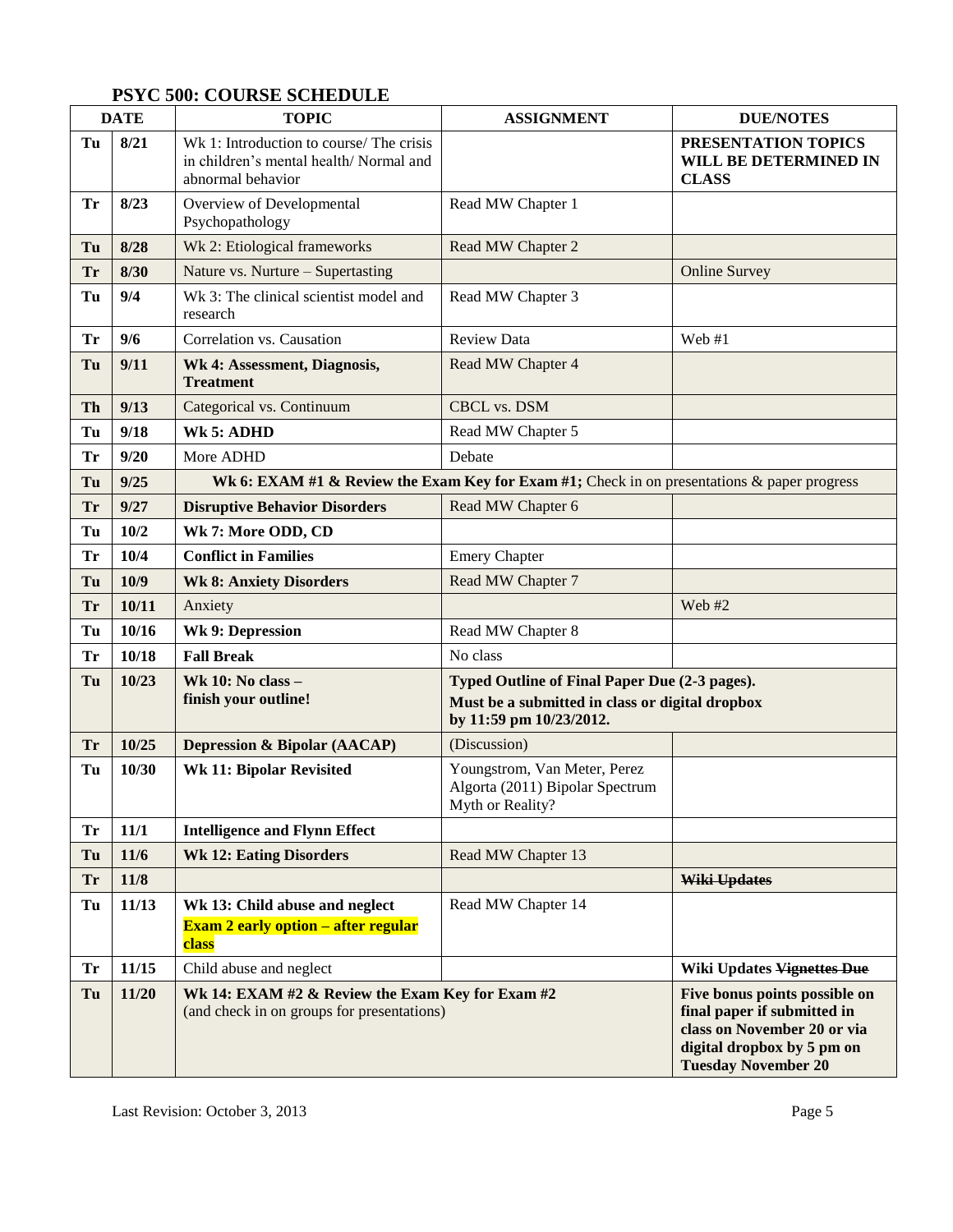## PSYC 500: COURSE SCHEDULE

| DATE | | TOPIC | ASSIGNMENT | DUE/NOTES |
|---|---|---|---|---|
| Tu | 8/21 | Wk 1: Introduction to course/ The crisis in children's mental health/ Normal and abnormal behavior | | **PRESENTATION TOPICS WILL BE DETERMINED IN CLASS** |
| Tr | 8/23 | Overview of Developmental Psychopathology | Read MW Chapter 1 | |
| Tu | 8/28 | Wk 2: Etiological frameworks | Read MW Chapter 2 | |
| Tr | 8/30 | Nature vs. Nurture – Supertasting | | Online Survey |
| Tu | 9/4 | Wk 3: The clinical scientist model and research | Read MW Chapter 3 | |
| Tr | 9/6 | Correlation vs. Causation | Review Data | Web #1 |
| Tu | 9/11 | **Wk 4: Assessment, Diagnosis, Treatment** | Read MW Chapter 4 | |
| Th | 9/13 | Categorical vs. Continuum | CBCL vs. DSM | |
| Tu | 9/18 | **Wk 5: ADHD** | Read MW Chapter 5 | |
| Tr | 9/20 | More ADHD | Debate | |
| Tu | 9/25 | **Wk 6: EXAM #1 & Review the Exam Key for Exam #1;** Check in on presentations & paper progress | | |
| Tr | 9/27 | **Disruptive Behavior Disorders** | Read MW Chapter 6 | |
| Tu | 10/2 | **Wk 7: More ODD, CD** | | |
| Tr | 10/4 | **Conflict in Families** | Emery Chapter | |
| Tu | 10/9 | **Wk 8: Anxiety Disorders** | Read MW Chapter 7 | |
| Tr | 10/11 | Anxiety | | Web #2 |
| Tu | 10/16 | **Wk 9: Depression** | Read MW Chapter 8 | |
| Tr | 10/18 | **Fall Break** | No class | |
| Tu | 10/23 | **Wk 10: No class – finish your outline!** | **Typed Outline of Final Paper Due (2-3 pages). Must be a submitted in class or digital dropbox by 11:59 pm 10/23/2012.** | |
| Tr | 10/25 | **Depression & Bipolar (AACAP)** | (Discussion) | |
| Tu | 10/30 | **Wk 11: Bipolar Revisited** | Youngstrom, Van Meter, Perez Algorta (2011) Bipolar Spectrum Myth or Reality? | |
| Tr | 11/1 | **Intelligence and Flynn Effect** | | |
| Tu | 11/6 | **Wk 12: Eating Disorders** | Read MW Chapter 13 | |
| Tr | 11/8 | | | ~~**Wiki Updates**~~ |
| Tu | 11/13 | **Wk 13: Child abuse and neglect** **Exam 2 early option – after regular class** | Read MW Chapter 14 | |
| Tr | 11/15 | Child abuse and neglect | | **Wiki Updates** ~~**Vignettes Due**~~ |
| Tu | 11/20 | **Wk 14: EXAM #2 & Review the Exam Key for Exam #2** (and check in on groups for presentations) | | **Five bonus points possible on final paper if submitted in class on November 20 or via digital dropbox by 5 pm on Tuesday November 20** |

Last Revision: October 3, 2013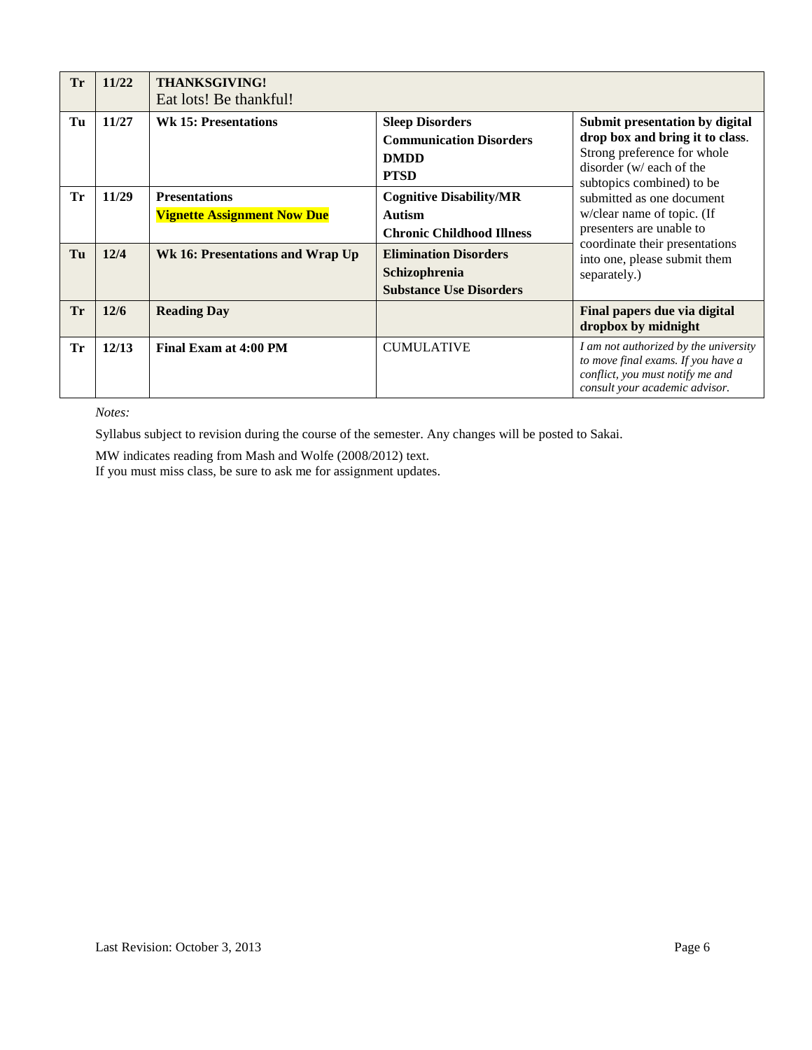| | | | | |
|---|---|---|---|---|
| **Tr** | **11/22** | **THANKSGIVING!** Eat lots! Be thankful! | | |
| **Tu** | **11/27** | **Wk 15: Presentations** | **Sleep Disorders** **Communication Disorders** **DMDD** **PTSD** | **Submit presentation by digital drop box and bring it to class**. Strong preference for whole disorder (w/ each of the subtopics combined) to be submitted as one document w/clear name of topic. (If presenters are unable to coordinate their presentations into one, please submit them separately.) |
| **Tr** | **11/29** | **Presentations** **Vignette Assignment Now Due** | **Cognitive Disability/MR** **Autism** **Chronic Childhood Illness** | |
| **Tu** | **12/4** | **Wk 16: Presentations and Wrap Up** | **Elimination Disorders** **Schizophrenia** **Substance Use Disorders** | |
| **Tr** | **12/6** | **Reading Day** | | **Final papers due via digital dropbox by midnight** |
| **Tr** | **12/13** | **Final Exam at 4:00 PM** | CUMULATIVE | *I am not authorized by the university to move final exams. If you have a conflict, you must notify me and consult your academic advisor.* |

*Notes:*

Syllabus subject to revision during the course of the semester. Any changes will be posted to Sakai.

MW indicates reading from Mash and Wolfe (2008/2012) text.
If you must miss class, be sure to ask me for assignment updates.

Last Revision: October 3, 2013